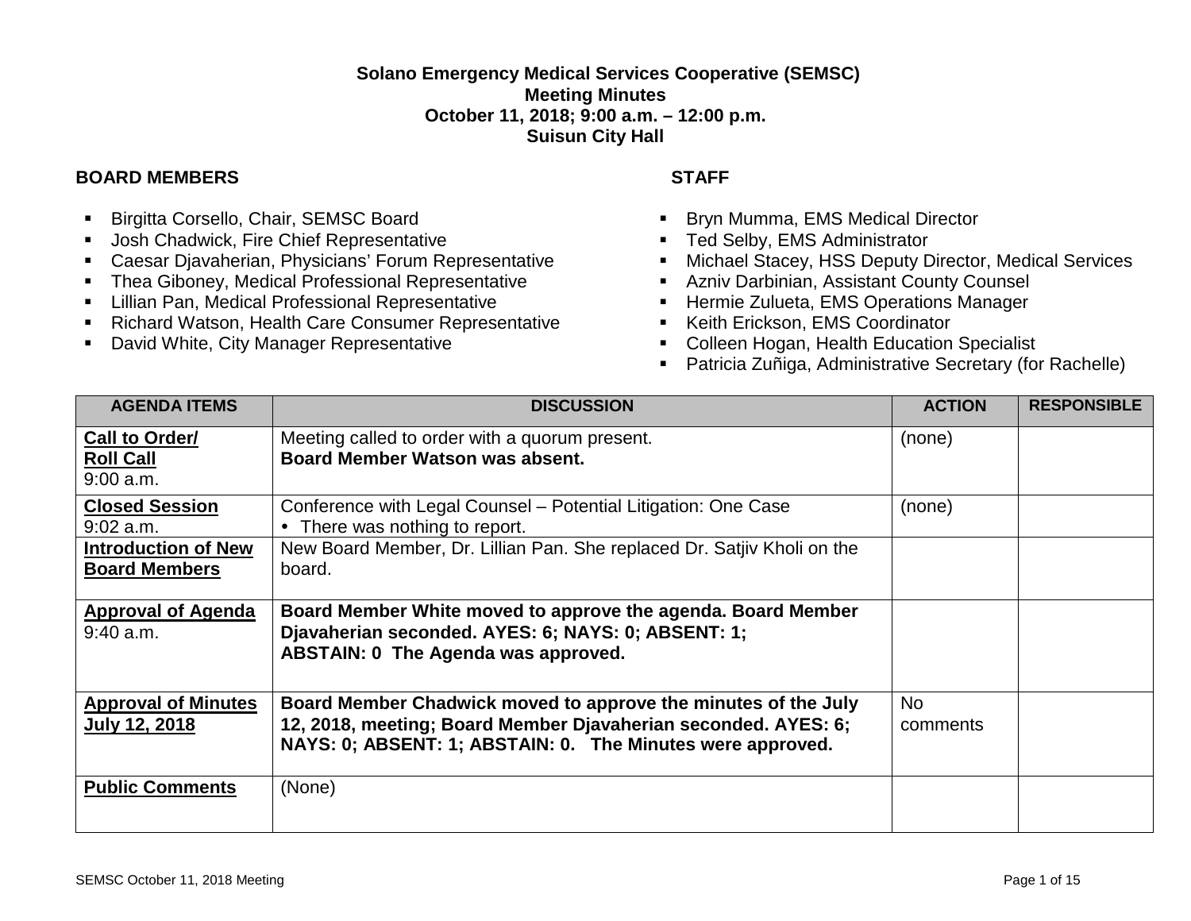**Solano Emergency Medical Services Cooperative (SEMSC)**
**Meeting Minutes**
**October 11, 2018; 9:00 a.m. – 12:00 p.m.**
**Suisun City Hall**

**BOARD MEMBERS**

- Birgitta Corsello, Chair, SEMSC Board
- Josh Chadwick, Fire Chief Representative
- Caesar Djavaherian, Physicians' Forum Representative
- Thea Giboney, Medical Professional Representative
- Lillian Pan, Medical Professional Representative
- Richard Watson, Health Care Consumer Representative
- David White, City Manager Representative

**STAFF**

- Bryn Mumma, EMS Medical Director
- Ted Selby, EMS Administrator
- Michael Stacey, HSS Deputy Director, Medical Services
- Azniv Darbinian, Assistant County Counsel
- Hermie Zulueta, EMS Operations Manager
- Keith Erickson, EMS Coordinator
- Colleen Hogan, Health Education Specialist
- Patricia Zuñiga, Administrative Secretary (for Rachelle)

| AGENDA ITEMS | DISCUSSION | ACTION | RESPONSIBLE |
|---|---|---|---|
| **Call to Order/ Roll Call** 9:00 a.m. | Meeting called to order with a quorum present. **Board Member Watson was absent.** | (none) | |
| **Closed Session** 9:02 a.m. | Conference with Legal Counsel – Potential Litigation: One Case<br>• There was nothing to report. | (none) | |
| **Introduction of New Board Members** | New Board Member, Dr. Lillian Pan. She replaced Dr. Satjiv Kholi on the board. | | |
| **Approval of Agenda** 9:40 a.m. | **Board Member White moved to approve the agenda. Board Member Djavaherian seconded. AYES: 6; NAYS: 0; ABSENT: 1; ABSTAIN: 0 The Agenda was approved.** | | |
| **Approval of Minutes July 12, 2018** | **Board Member Chadwick moved to approve the minutes of the July 12, 2018, meeting; Board Member Djavaherian seconded. AYES: 6; NAYS: 0; ABSENT: 1; ABSTAIN: 0. The Minutes were approved.** | No comments | |
| **Public Comments** | (None) | | |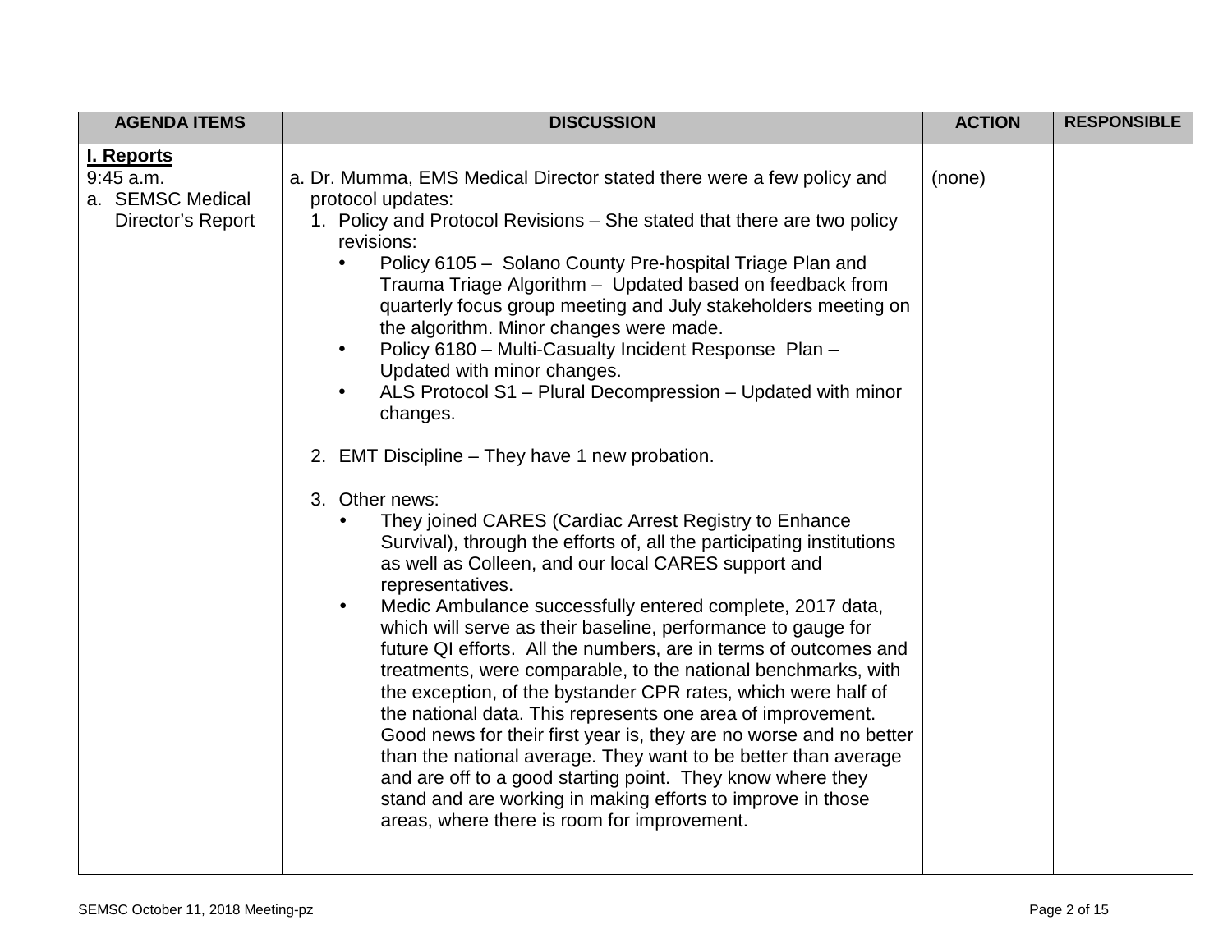| AGENDA ITEMS | DISCUSSION | ACTION | RESPONSIBLE |
|---|---|---|---|
| **I. Reports**<br>9:45 a.m.<br>a. SEMSC Medical Director's Report | a. Dr. Mumma, EMS Medical Director stated there were a few policy and protocol updates:<br>1. Policy and Protocol Revisions – She stated that there are two policy revisions:<br>• Policy 6105 – Solano County Pre-hospital Triage Plan and Trauma Triage Algorithm – Updated based on feedback from quarterly focus group meeting and July stakeholders meeting on the algorithm. Minor changes were made.<br>• Policy 6180 – Multi-Casualty Incident Response Plan – Updated with minor changes.<br>• ALS Protocol S1 – Plural Decompression – Updated with minor changes.<br><br>2. EMT Discipline – They have 1 new probation.<br><br>3. Other news:<br>• They joined CARES (Cardiac Arrest Registry to Enhance Survival), through the efforts of, all the participating institutions as well as Colleen, and our local CARES support and representatives.<br>• Medic Ambulance successfully entered complete, 2017 data, which will serve as their baseline, performance to gauge for future QI efforts. All the numbers, are in terms of outcomes and treatments, were comparable, to the national benchmarks, with the exception, of the bystander CPR rates, which were half of the national data. This represents one area of improvement. Good news for their first year is, they are no worse and no better than the national average. They want to be better than average and are off to a good starting point. They know where they stand and are working in making efforts to improve in those areas, where there is room for improvement. | (none) | |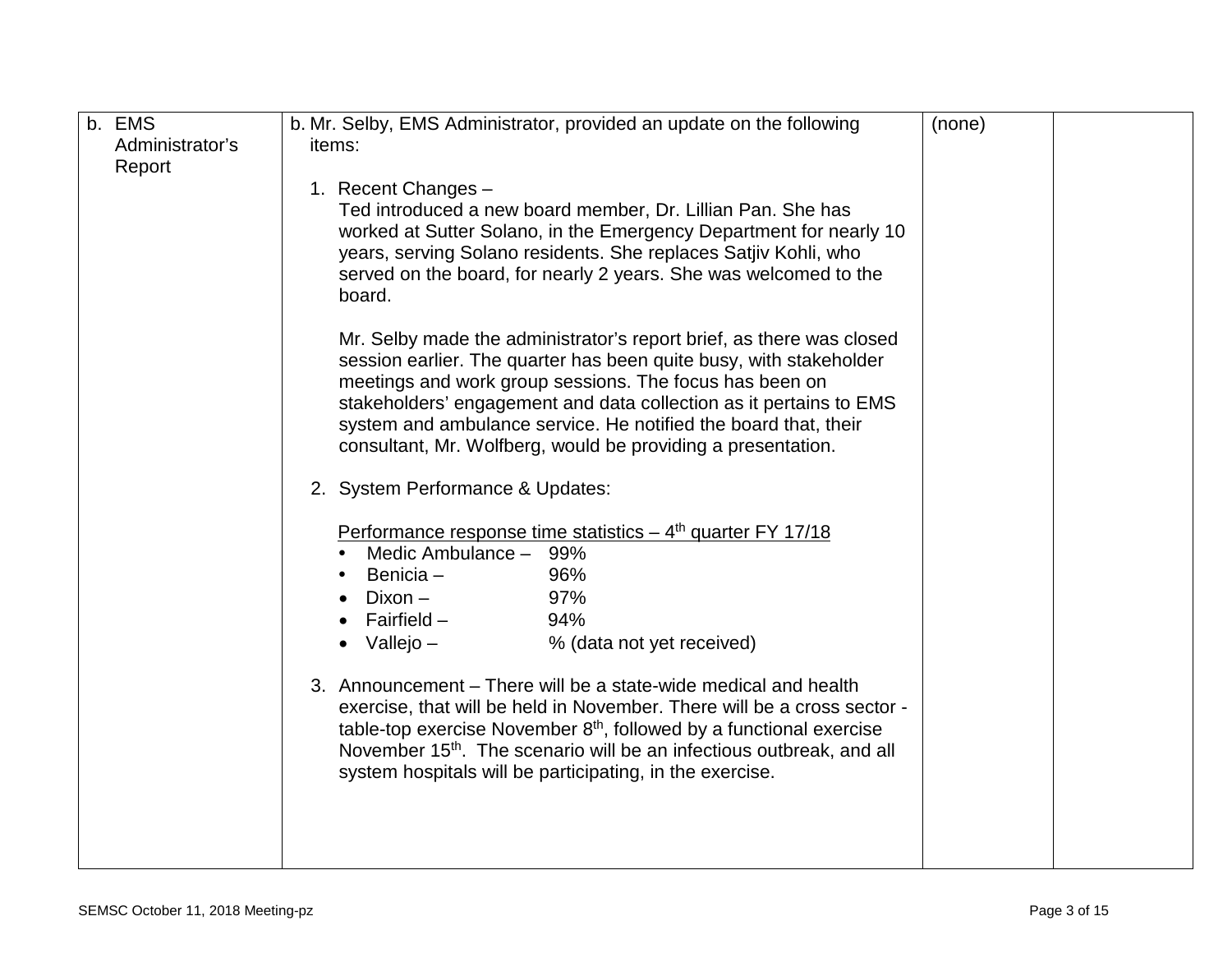| b. EMS Administrator's Report | b. Mr. Selby, EMS Administrator, provided an update on the following items:<br><br>1. Recent Changes –<br>Ted introduced a new board member, Dr. Lillian Pan. She has worked at Sutter Solano, in the Emergency Department for nearly 10 years, serving Solano residents. She replaces Satjiv Kohli, who served on the board, for nearly 2 years. She was welcomed to the board.<br><br>Mr. Selby made the administrator's report brief, as there was closed session earlier. The quarter has been quite busy, with stakeholder meetings and work group sessions. The focus has been on stakeholders' engagement and data collection as it pertains to EMS system and ambulance service. He notified the board that, their consultant, Mr. Wolfberg, would be providing a presentation.<br><br>2. System Performance & Updates:<br><br><u>Performance response time statistics – 4th quarter FY 17/18</u><br>• Medic Ambulance – 99%<br>• Benicia – 96%<br>• Dixon – 97%<br>• Fairfield – 94%<br>• Vallejo – % (data not yet received)<br><br>3. Announcement – There will be a state-wide medical and health exercise, that will be held in November. There will be a cross sector - table-top exercise November 8th, followed by a functional exercise November 15th. The scenario will be an infectious outbreak, and all system hospitals will be participating, in the exercise. | (none) | |
|---|---|---|---|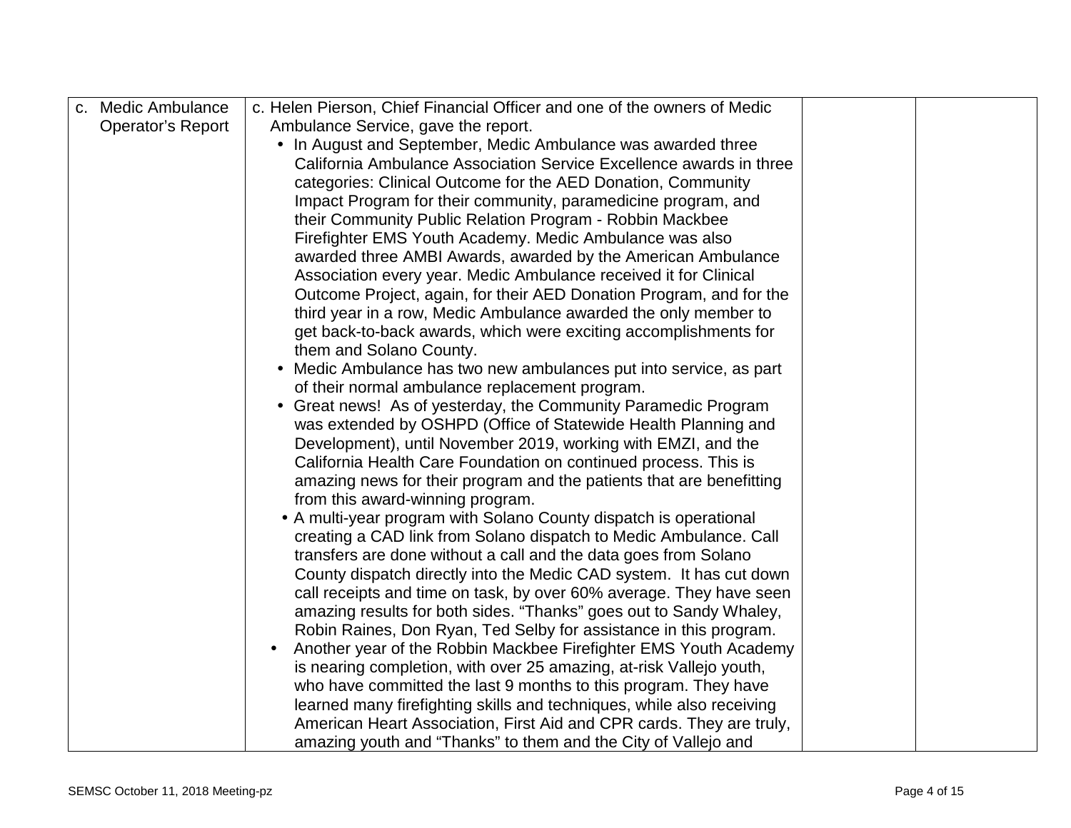| c. Medic Ambulance Operator's Report | c. Helen Pierson, Chief Financial Officer and one of the owners of Medic Ambulance Service, gave the report.<br>• In August and September, Medic Ambulance was awarded three California Ambulance Association Service Excellence awards in three categories: Clinical Outcome for the AED Donation, Community Impact Program for their community, paramedicine program, and their Community Public Relation Program - Robbin Mackbee Firefighter EMS Youth Academy. Medic Ambulance was also awarded three AMBI Awards, awarded by the American Ambulance Association every year. Medic Ambulance received it for Clinical Outcome Project, again, for their AED Donation Program, and for the third year in a row, Medic Ambulance awarded the only member to get back-to-back awards, which were exciting accomplishments for them and Solano County.<br>• Medic Ambulance has two new ambulances put into service, as part of their normal ambulance replacement program.<br>• Great news! As of yesterday, the Community Paramedic Program was extended by OSHPD (Office of Statewide Health Planning and Development), until November 2019, working with EMZI, and the California Health Care Foundation on continued process. This is amazing news for their program and the patients that are benefitting from this award-winning program.<br>• A multi-year program with Solano County dispatch is operational creating a CAD link from Solano dispatch to Medic Ambulance. Call transfers are done without a call and the data goes from Solano County dispatch directly into the Medic CAD system. It has cut down call receipts and time on task, by over 60% average. They have seen amazing results for both sides. "Thanks" goes out to Sandy Whaley, Robin Raines, Don Ryan, Ted Selby for assistance in this program.<br>• Another year of the Robbin Mackbee Firefighter EMS Youth Academy is nearing completion, with over 25 amazing, at-risk Vallejo youth, who have committed the last 9 months to this program. They have learned many firefighting skills and techniques, while also receiving American Heart Association, First Aid and CPR cards. They are truly, amazing youth and "Thanks" to them and the City of Vallejo and | | |
|---|---|---|---|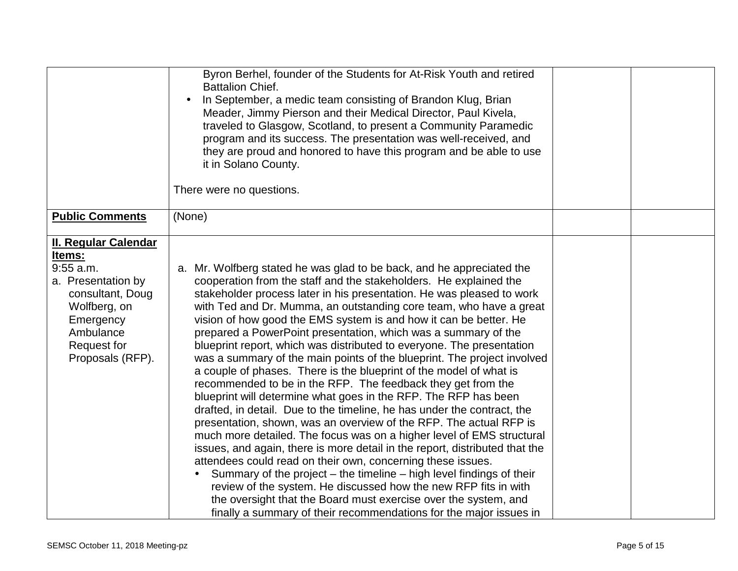| | | | |
|---|---|---|---|
| | Byron Berhel, founder of the Students for At-Risk Youth and retired Battalion Chief.<br>• In September, a medic team consisting of Brandon Klug, Brian Meader, Jimmy Pierson and their Medical Director, Paul Kivela, traveled to Glasgow, Scotland, to present a Community Paramedic program and its success. The presentation was well-received, and they are proud and honored to have this program and be able to use it in Solano County.<br><br>There were no questions. | | |
| **Public Comments** | (None) | | |
| **II. Regular Calendar Items:**<br>9:55 a.m.<br>a. Presentation by consultant, Doug Wolfberg, on Emergency Ambulance Request for Proposals (RFP). | a. Mr. Wolfberg stated he was glad to be back, and he appreciated the cooperation from the staff and the stakeholders. He explained the stakeholder process later in his presentation. He was pleased to work with Ted and Dr. Mumma, an outstanding core team, who have a great vision of how good the EMS system is and how it can be better. He prepared a PowerPoint presentation, which was a summary of the blueprint report, which was distributed to everyone. The presentation was a summary of the main points of the blueprint. The project involved a couple of phases. There is the blueprint of the model of what is recommended to be in the RFP. The feedback they get from the blueprint will determine what goes in the RFP. The RFP has been drafted, in detail. Due to the timeline, he has under the contract, the presentation, shown, was an overview of the RFP. The actual RFP is much more detailed. The focus was on a higher level of EMS structural issues, and again, there is more detail in the report, distributed that the attendees could read on their own, concerning these issues.<br>• Summary of the project – the timeline – high level findings of their review of the system. He discussed how the new RFP fits in with the oversight that the Board must exercise over the system, and finally a summary of their recommendations for the major issues in | | |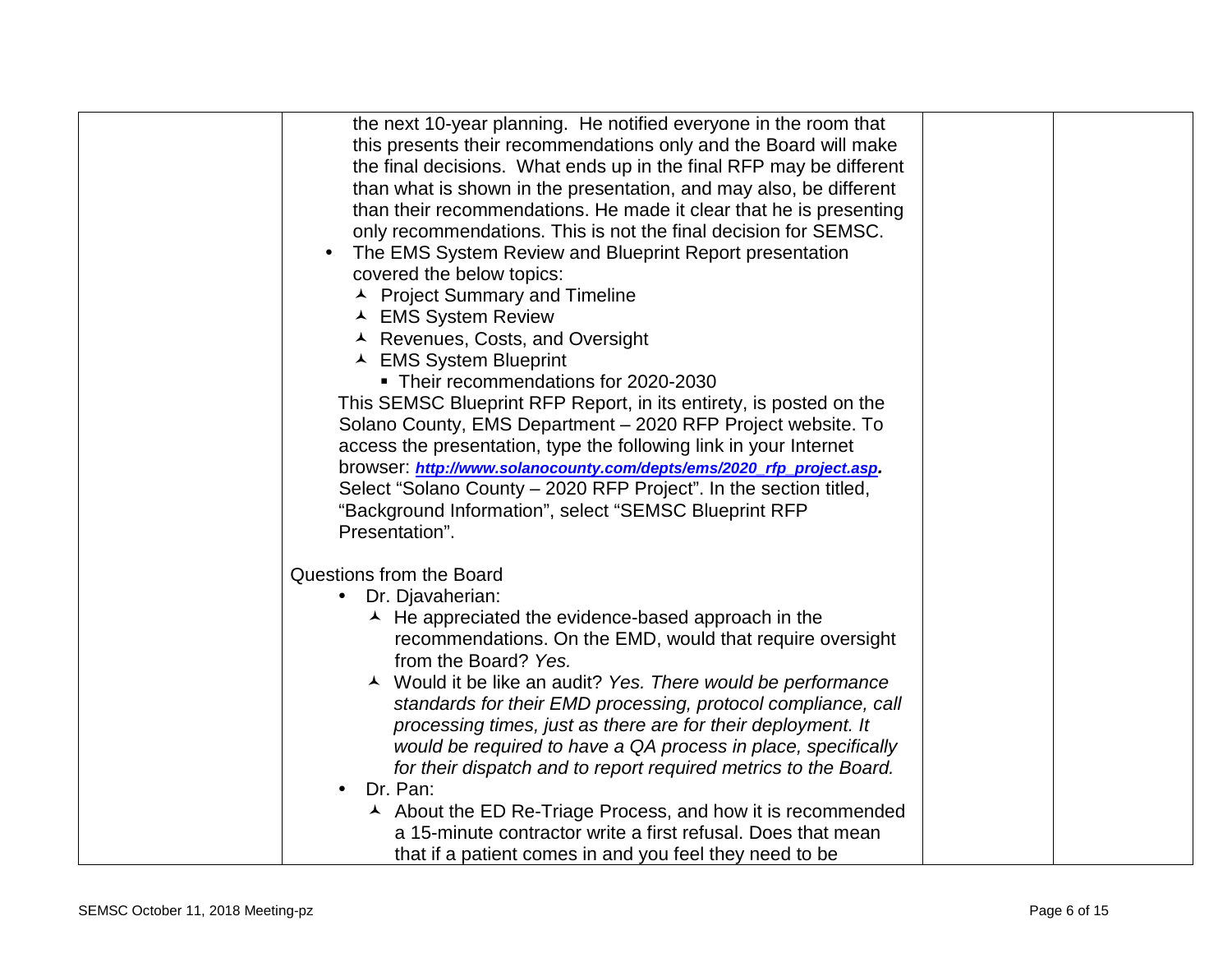| | | | |
|---|---|---|---|
| | the next 10-year planning. He notified everyone in the room that this presents their recommendations only and the Board will make the final decisions. What ends up in the final RFP may be different than what is shown in the presentation, and may also, be different than their recommendations. He made it clear that he is presenting only recommendations. This is not the final decision for SEMSC.<br>• The EMS System Review and Blueprint Report presentation covered the below topics:<br>&nbsp;&nbsp;▲ Project Summary and Timeline<br>&nbsp;&nbsp;▲ EMS System Review<br>&nbsp;&nbsp;▲ Revenues, Costs, and Oversight<br>&nbsp;&nbsp;▲ EMS System Blueprint<br>&nbsp;&nbsp;&nbsp;&nbsp;▪ Their recommendations for 2020-2030<br>This SEMSC Blueprint RFP Report, in its entirety, is posted on the Solano County, EMS Department – 2020 RFP Project website. To access the presentation, type the following link in your Internet browser: ***http://www.solanocounty.com/depts/ems/2020_rfp_project.asp***. Select "Solano County – 2020 RFP Project". In the section titled, "Background Information", select "SEMSC Blueprint RFP Presentation".<br><br>Questions from the Board<br>• Dr. Djavaherian:<br>&nbsp;&nbsp;▲ He appreciated the evidence-based approach in the recommendations. On the EMD, would that require oversight from the Board? *Yes.*<br>&nbsp;&nbsp;▲ Would it be like an audit? *Yes. There would be performance standards for their EMD processing, protocol compliance, call processing times, just as there are for their deployment. It would be required to have a QA process in place, specifically for their dispatch and to report required metrics to the Board.*<br>• Dr. Pan:<br>&nbsp;&nbsp;▲ About the ED Re-Triage Process, and how it is recommended a 15-minute contractor write a first refusal. Does that mean that if a patient comes in and you feel they need to be | | |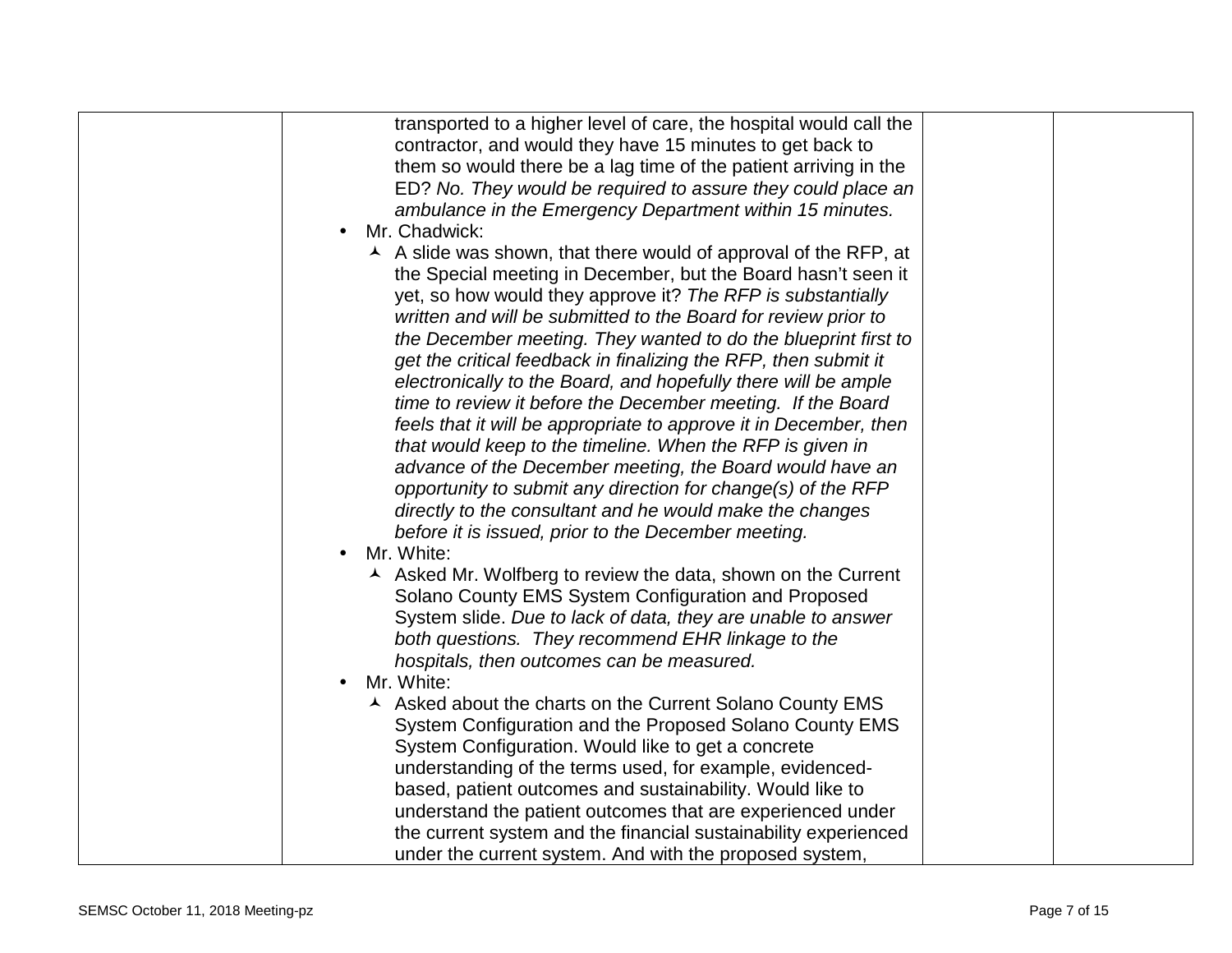| | | | |
|---|---|---|---|
| | transported to a higher level of care, the hospital would call the contractor, and would they have 15 minutes to get back to them so would there be a lag time of the patient arriving in the ED? *No. They would be required to assure they could place an ambulance in the Emergency Department within 15 minutes.*<br>• Mr. Chadwick:<br>  ▲ A slide was shown, that there would of approval of the RFP, at the Special meeting in December, but the Board hasn't seen it yet, so how would they approve it? *The RFP is substantially written and will be submitted to the Board for review prior to the December meeting. They wanted to do the blueprint first to get the critical feedback in finalizing the RFP, then submit it electronically to the Board, and hopefully there will be ample time to review it before the December meeting. If the Board feels that it will be appropriate to approve it in December, then that would keep to the timeline. When the RFP is given in advance of the December meeting, the Board would have an opportunity to submit any direction for change(s) of the RFP directly to the consultant and he would make the changes before it is issued, prior to the December meeting.*<br>• Mr. White:<br>  ▲ Asked Mr. Wolfberg to review the data, shown on the Current Solano County EMS System Configuration and Proposed System slide. *Due to lack of data, they are unable to answer both questions. They recommend EHR linkage to the hospitals, then outcomes can be measured.*<br>• Mr. White:<br>  ▲ Asked about the charts on the Current Solano County EMS System Configuration and the Proposed Solano County EMS System Configuration. Would like to get a concrete understanding of the terms used, for example, evidenced-based, patient outcomes and sustainability. Would like to understand the patient outcomes that are experienced under the current system and the financial sustainability experienced under the current system. And with the proposed system, | | |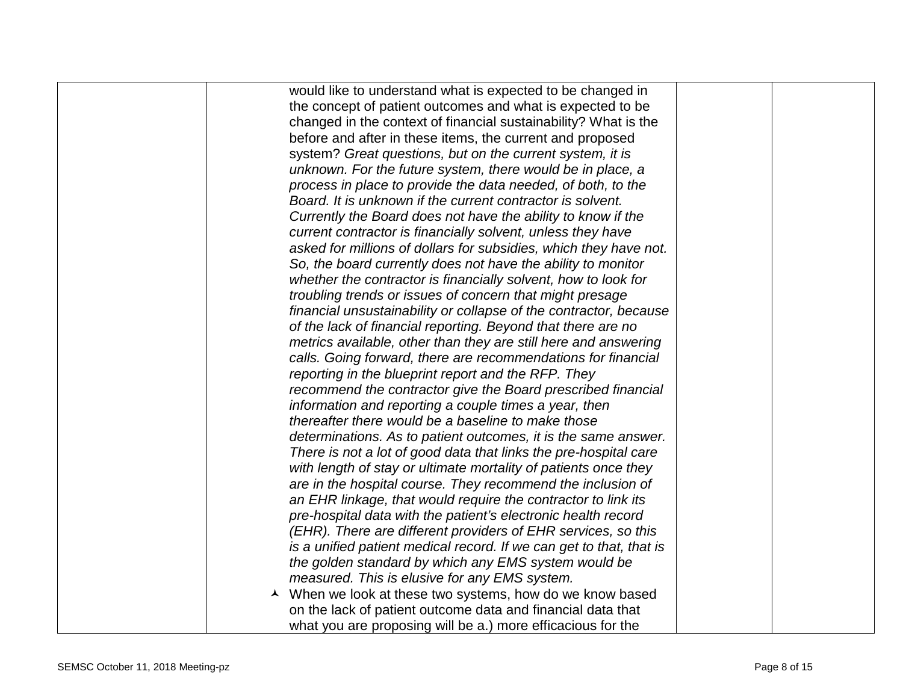| | | | |
|---|---|---|---|
| | would like to understand what is expected to be changed in the concept of patient outcomes and what is expected to be changed in the context of financial sustainability? What is the before and after in these items, the current and proposed system? *Great questions, but on the current system, it is unknown. For the future system, there would be in place, a process in place to provide the data needed, of both, to the Board. It is unknown if the current contractor is solvent. Currently the Board does not have the ability to know if the current contractor is financially solvent, unless they have asked for millions of dollars for subsidies, which they have not. So, the board currently does not have the ability to monitor whether the contractor is financially solvent, how to look for troubling trends or issues of concern that might presage financial unsustainability or collapse of the contractor, because of the lack of financial reporting. Beyond that there are no metrics available, other than they are still here and answering calls. Going forward, there are recommendations for financial reporting in the blueprint report and the RFP. They recommend the contractor give the Board prescribed financial information and reporting a couple times a year, then thereafter there would be a baseline to make those determinations. As to patient outcomes, it is the same answer. There is not a lot of good data that links the pre-hospital care with length of stay or ultimate mortality of patients once they are in the hospital course. They recommend the inclusion of an EHR linkage, that would require the contractor to link its pre-hospital data with the patient's electronic health record (EHR). There are different providers of EHR services, so this is a unified patient medical record. If we can get to that, that is the golden standard by which any EMS system would be measured. This is elusive for any EMS system.*<br>- When we look at these two systems, how do we know based on the lack of patient outcome data and financial data that what you are proposing will be a.) more efficacious for the | | |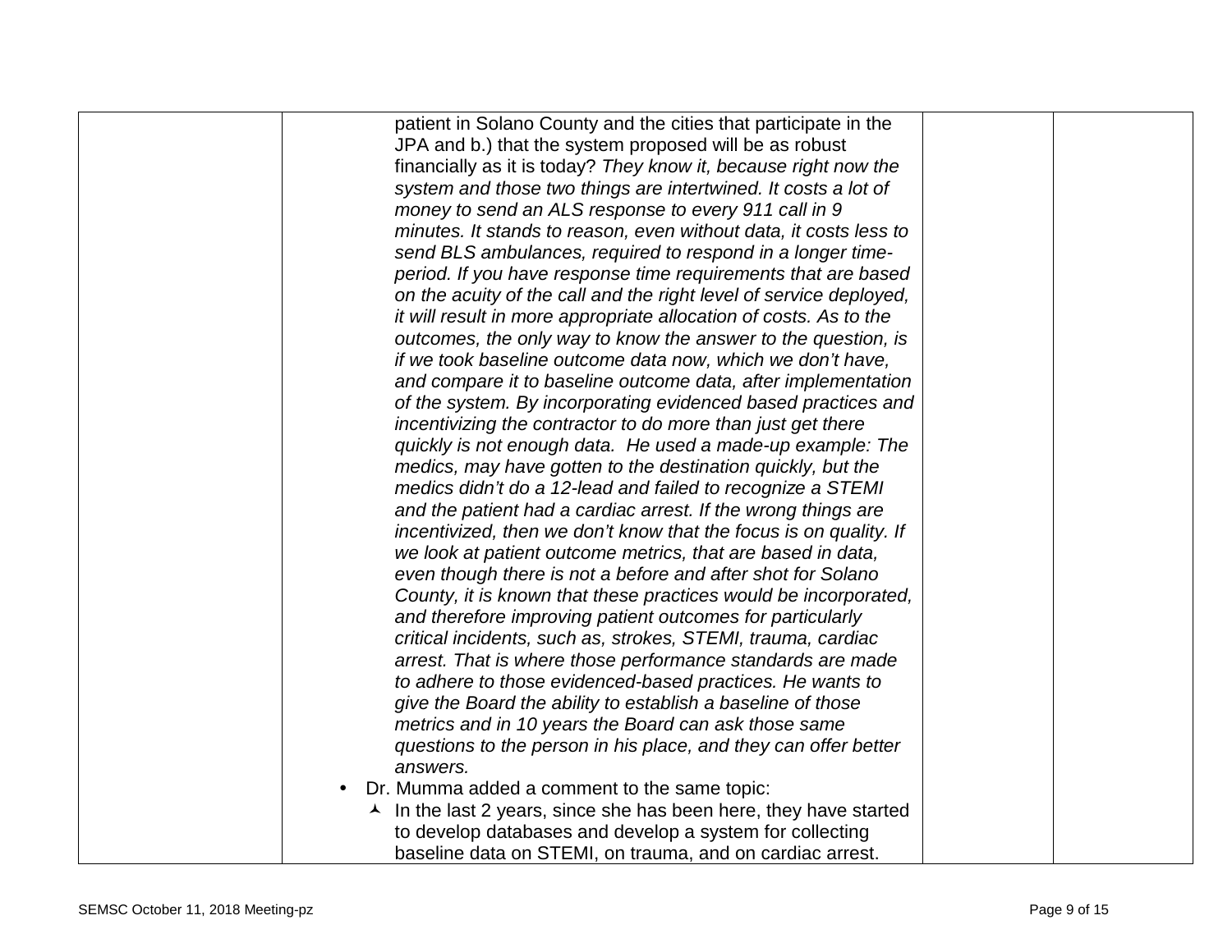| | | | |
|---|---|---|---|
| | patient in Solano County and the cities that participate in the JPA and b.) that the system proposed will be as robust financially as it is today? *They know it, because right now the system and those two things are intertwined. It costs a lot of money to send an ALS response to every 911 call in 9 minutes. It stands to reason, even without data, it costs less to send BLS ambulances, required to respond in a longer time-period. If you have response time requirements that are based on the acuity of the call and the right level of service deployed, it will result in more appropriate allocation of costs. As to the outcomes, the only way to know the answer to the question, is if we took baseline outcome data now, which we don't have, and compare it to baseline outcome data, after implementation of the system. By incorporating evidenced based practices and incentivizing the contractor to do more than just get there quickly is not enough data. He used a made-up example: The medics, may have gotten to the destination quickly, but the medics didn't do a 12-lead and failed to recognize a STEMI and the patient had a cardiac arrest. If the wrong things are incentivized, then we don't know that the focus is on quality. If we look at patient outcome metrics, that are based in data, even though there is not a before and after shot for Solano County, it is known that these practices would be incorporated, and therefore improving patient outcomes for particularly critical incidents, such as, strokes, STEMI, trauma, cardiac arrest. That is where those performance standards are made to adhere to those evidenced-based practices. He wants to give the Board the ability to establish a baseline of those metrics and in 10 years the Board can ask those same questions to the person in his place, and they can offer better answers.*<br>• Dr. Mumma added a comment to the same topic:<br>&nbsp;&nbsp;&nbsp;◦ In the last 2 years, since she has been here, they have started to develop databases and develop a system for collecting baseline data on STEMI, on trauma, and on cardiac arrest. | | |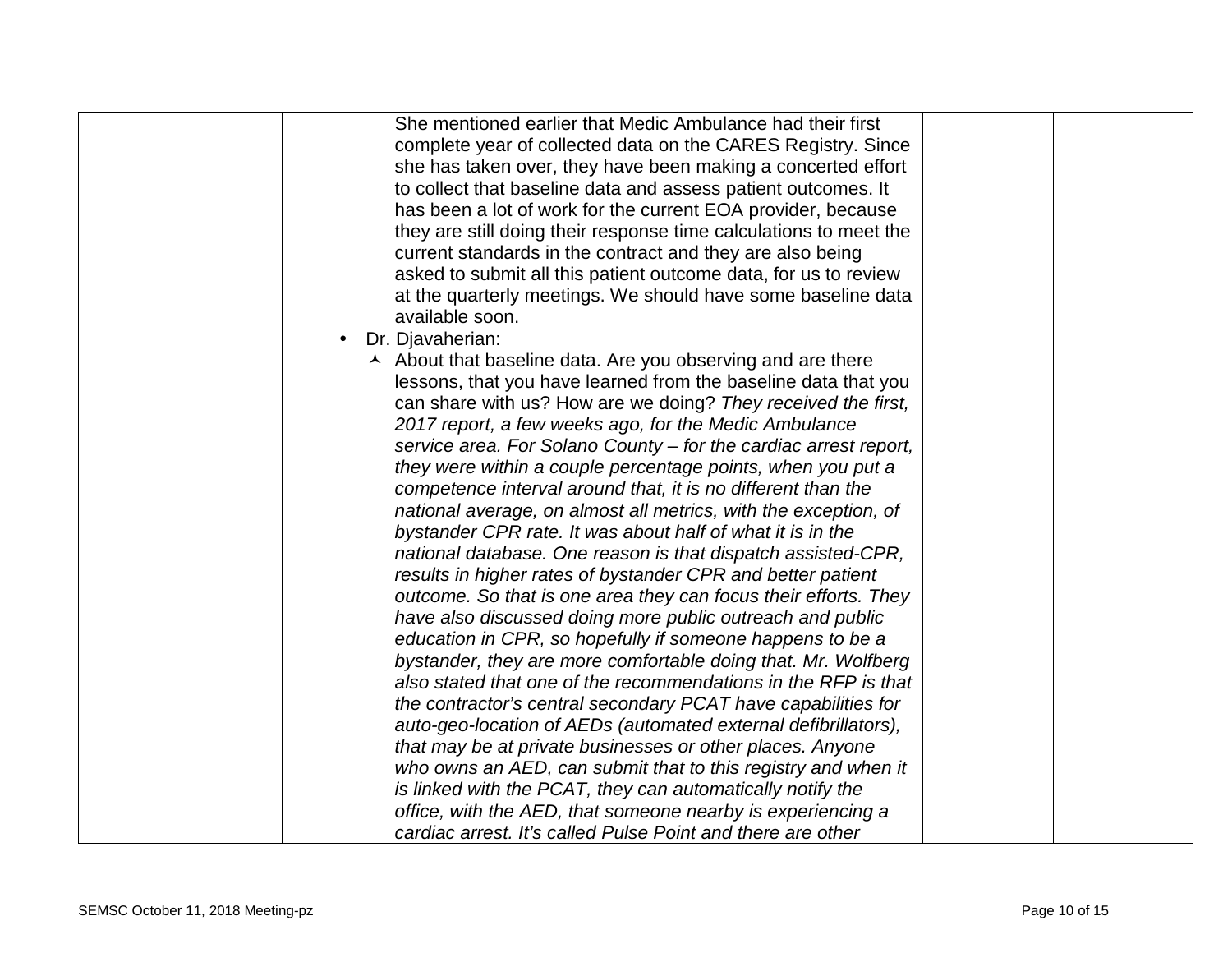| | | | |
|---|---|---|---|
| | She mentioned earlier that Medic Ambulance had their first complete year of collected data on the CARES Registry. Since she has taken over, they have been making a concerted effort to collect that baseline data and assess patient outcomes. It has been a lot of work for the current EOA provider, because they are still doing their response time calculations to meet the current standards in the contract and they are also being asked to submit all this patient outcome data, for us to review at the quarterly meetings. We should have some baseline data available soon.<br>• Dr. Djavaherian:<br>➤ About that baseline data. Are you observing and are there lessons, that you have learned from the baseline data that you can share with us? How are we doing? *They received the first, 2017 report, a few weeks ago, for the Medic Ambulance service area. For Solano County – for the cardiac arrest report, they were within a couple percentage points, when you put a competence interval around that, it is no different than the national average, on almost all metrics, with the exception, of bystander CPR rate. It was about half of what it is in the national database. One reason is that dispatch assisted-CPR, results in higher rates of bystander CPR and better patient outcome. So that is one area they can focus their efforts. They have also discussed doing more public outreach and public education in CPR, so hopefully if someone happens to be a bystander, they are more comfortable doing that. Mr. Wolfberg also stated that one of the recommendations in the RFP is that the contractor's central secondary PCAT have capabilities for auto-geo-location of AEDs (automated external defibrillators), that may be at private businesses or other places. Anyone who owns an AED, can submit that to this registry and when it is linked with the PCAT, they can automatically notify the office, with the AED, that someone nearby is experiencing a cardiac arrest. It's called Pulse Point and there are other* | | |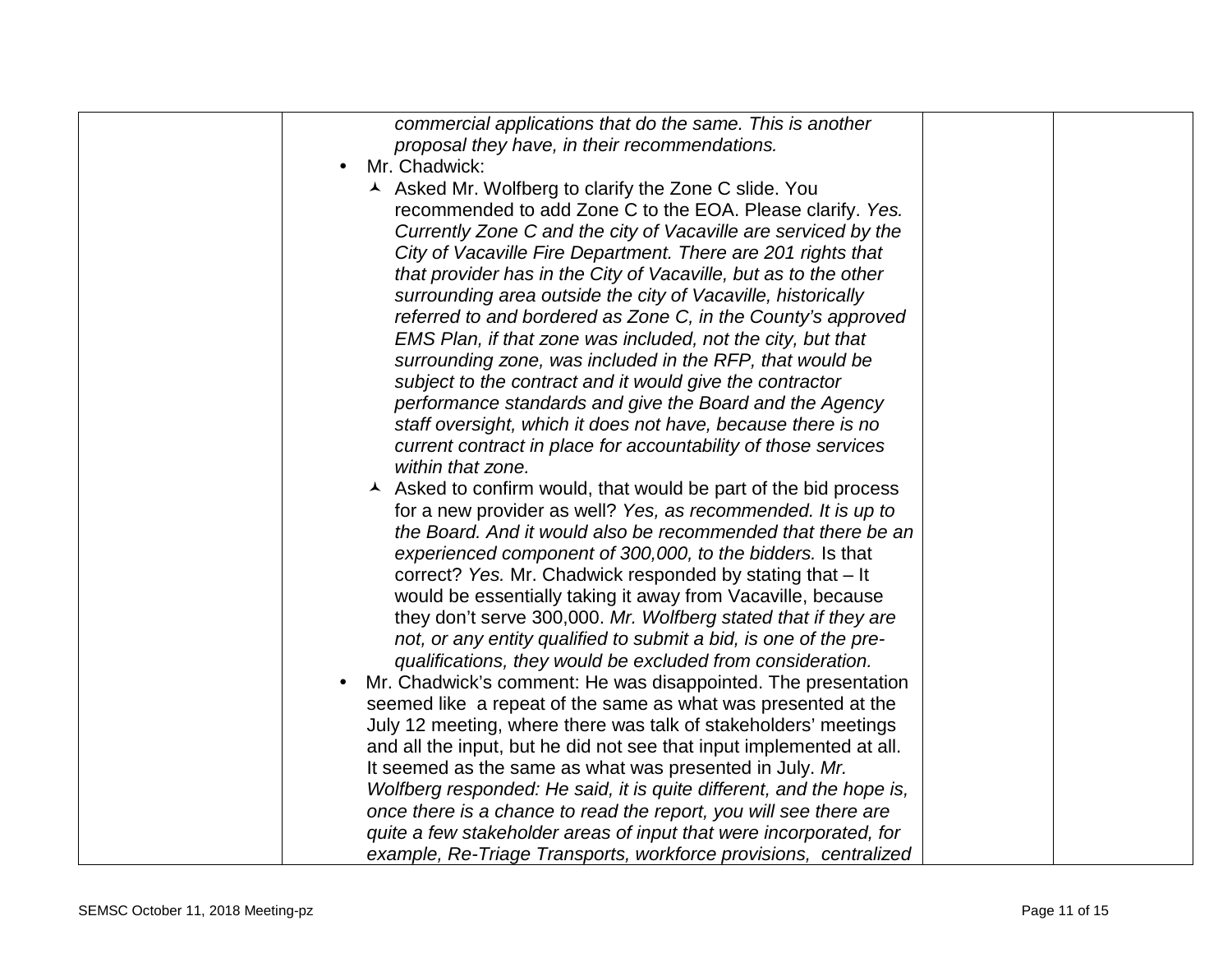| | | | |
|---|---|---|---|
| | *commercial applications that do the same. This is another proposal they have, in their recommendations.*<br>• Mr. Chadwick:<br>&nbsp;&nbsp;&nbsp;&nbsp;- Asked Mr. Wolfberg to clarify the Zone C slide. You recommended to add Zone C to the EOA. Please clarify. *Yes. Currently Zone C and the city of Vacaville are serviced by the City of Vacaville Fire Department. There are 201 rights that that provider has in the City of Vacaville, but as to the other surrounding area outside the city of Vacaville, historically referred to and bordered as Zone C, in the County's approved EMS Plan, if that zone was included, not the city, but that surrounding zone, was included in the RFP, that would be subject to the contract and it would give the contractor performance standards and give the Board and the Agency staff oversight, which it does not have, because there is no current contract in place for accountability of those services within that zone.*<br>&nbsp;&nbsp;&nbsp;&nbsp;- Asked to confirm would, that would be part of the bid process for a new provider as well? *Yes, as recommended. It is up to the Board. And it would also be recommended that there be an experienced component of 300,000, to the bidders.* Is that correct? *Yes.* Mr. Chadwick responded by stating that – It would be essentially taking it away from Vacaville, because they don't serve 300,000. *Mr. Wolfberg stated that if they are not, or any entity qualified to submit a bid, is one of the pre-qualifications, they would be excluded from consideration.*<br>• Mr. Chadwick's comment: He was disappointed. The presentation seemed like a repeat of the same as what was presented at the July 12 meeting, where there was talk of stakeholders' meetings and all the input, but he did not see that input implemented at all. It seemed as the same as what was presented in July. *Mr. Wolfberg responded: He said, it is quite different, and the hope is, once there is a chance to read the report, you will see there are quite a few stakeholder areas of input that were incorporated, for example, Re-Triage Transports, workforce provisions, centralized* | | |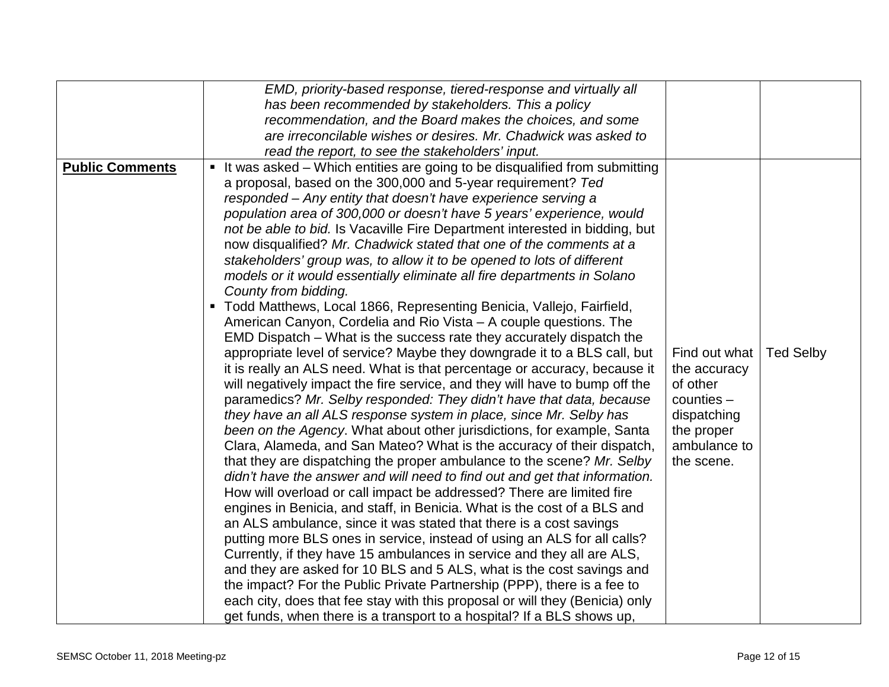| | | | |
|---|---|---|---|
| | *EMD, priority-based response, tiered-response and virtually all has been recommended by stakeholders. This a policy recommendation, and the Board makes the choices, and some are irreconcilable wishes or desires. Mr. Chadwick was asked to read the report, to see the stakeholders' input.* | | |
| **Public Comments** | ▪ It was asked – Which entities are going to be disqualified from submitting a proposal, based on the 300,000 and 5-year requirement? *Ted responded – Any entity that doesn't have experience serving a population area of 300,000 or doesn't have 5 years' experience, would not be able to bid.* Is Vacaville Fire Department interested in bidding, but now disqualified? *Mr. Chadwick stated that one of the comments at a stakeholders' group was, to allow it to be opened to lots of different models or it would essentially eliminate all fire departments in Solano County from bidding.*<br>▪ Todd Matthews, Local 1866, Representing Benicia, Vallejo, Fairfield, American Canyon, Cordelia and Rio Vista – A couple questions. The EMD Dispatch – What is the success rate they accurately dispatch the appropriate level of service? Maybe they downgrade it to a BLS call, but it is really an ALS need. What is that percentage or accuracy, because it will negatively impact the fire service, and they will have to bump off the paramedics? *Mr. Selby responded: They didn't have that data, because they have an all ALS response system in place, since Mr. Selby has been on the Agency*. What about other jurisdictions, for example, Santa Clara, Alameda, and San Mateo? What is the accuracy of their dispatch, that they are dispatching the proper ambulance to the scene? *Mr. Selby didn't have the answer and will need to find out and get that information.* How will overload or call impact be addressed? There are limited fire engines in Benicia, and staff, in Benicia. What is the cost of a BLS and an ALS ambulance, since it was stated that there is a cost savings putting more BLS ones in service, instead of using an ALS for all calls? Currently, if they have 15 ambulances in service and they all are ALS, and they are asked for 10 BLS and 5 ALS, what is the cost savings and the impact? For the Public Private Partnership (PPP), there is a fee to each city, does that fee stay with this proposal or will they (Benicia) only get funds, when there is a transport to a hospital? If a BLS shows up, | Find out what the accuracy of other counties – dispatching the proper ambulance to the scene. | Ted Selby |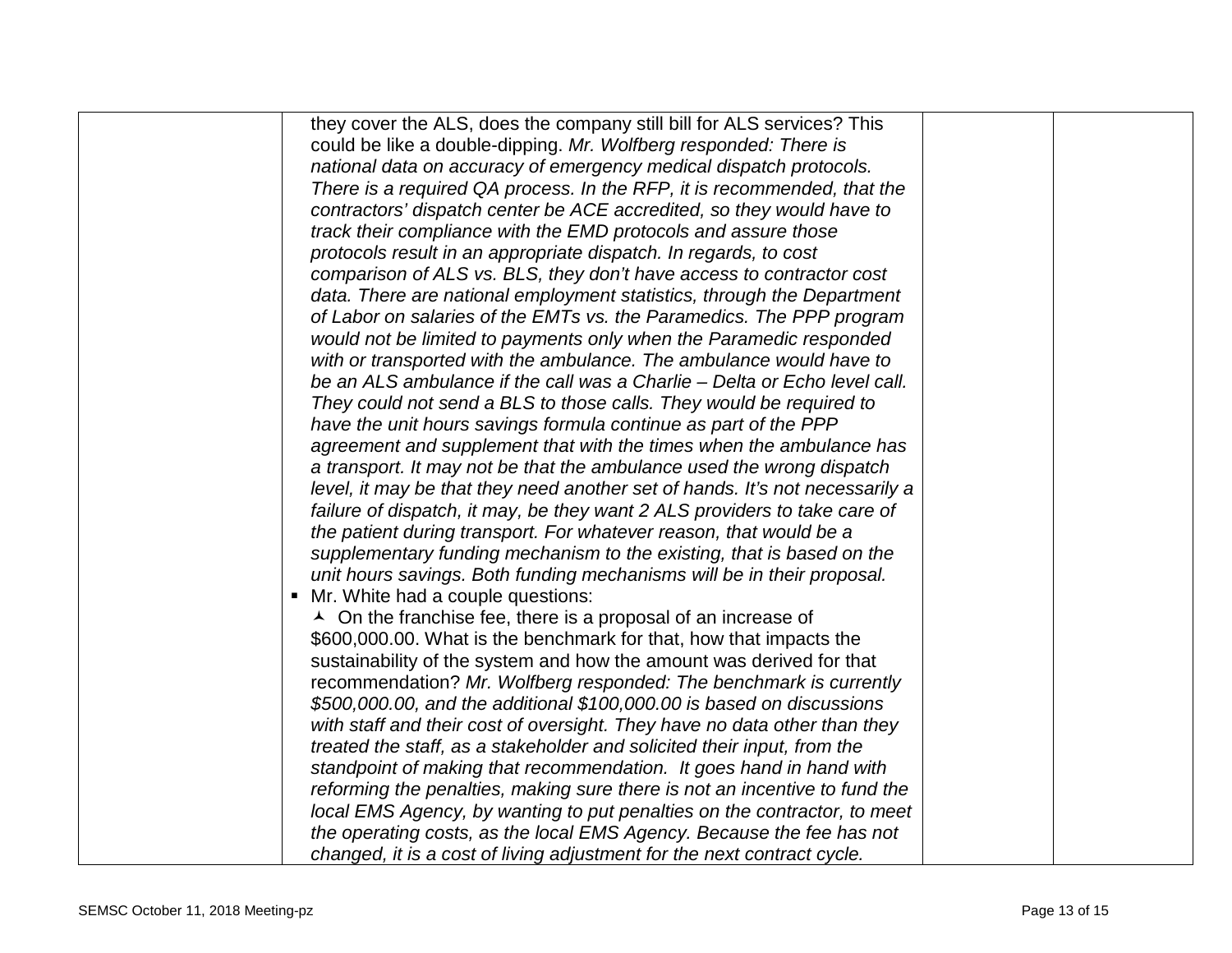| | | | |
|---|---|---|---|
| | they cover the ALS, does the company still bill for ALS services? This could be like a double-dipping. *Mr. Wolfberg responded: There is national data on accuracy of emergency medical dispatch protocols. There is a required QA process. In the RFP, it is recommended, that the contractors' dispatch center be ACE accredited, so they would have to track their compliance with the EMD protocols and assure those protocols result in an appropriate dispatch. In regards, to cost comparison of ALS vs. BLS, they don't have access to contractor cost data. There are national employment statistics, through the Department of Labor on salaries of the EMTs vs. the Paramedics. The PPP program would not be limited to payments only when the Paramedic responded with or transported with the ambulance. The ambulance would have to be an ALS ambulance if the call was a Charlie – Delta or Echo level call. They could not send a BLS to those calls. They would be required to have the unit hours savings formula continue as part of the PPP agreement and supplement that with the times when the ambulance has a transport. It may not be that the ambulance used the wrong dispatch level, it may be that they need another set of hands. It's not necessarily a failure of dispatch, it may, be they want 2 ALS providers to take care of the patient during transport. For whatever reason, that would be a supplementary funding mechanism to the existing, that is based on the unit hours savings. Both funding mechanisms will be in their proposal.*<br>▪ Mr. White had a couple questions:<br>⮝ On the franchise fee, there is a proposal of an increase of $600,000.00. What is the benchmark for that, how that impacts the sustainability of the system and how the amount was derived for that recommendation? *Mr. Wolfberg responded: The benchmark is currently $500,000.00, and the additional $100,000.00 is based on discussions with staff and their cost of oversight. They have no data other than they treated the staff, as a stakeholder and solicited their input, from the standpoint of making that recommendation. It goes hand in hand with reforming the penalties, making sure there is not an incentive to fund the local EMS Agency, by wanting to put penalties on the contractor, to meet the operating costs, as the local EMS Agency. Because the fee has not changed, it is a cost of living adjustment for the next contract cycle.* | | |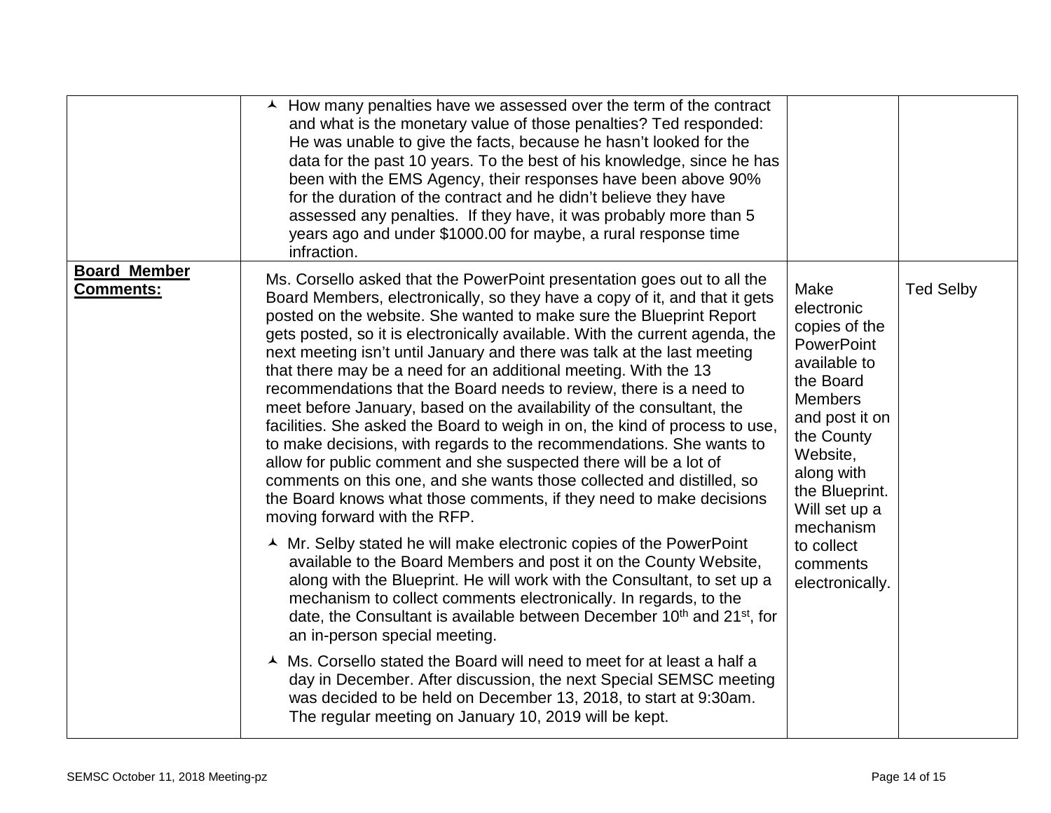| | | | |
|---|---|---|---|
| | ▲ How many penalties have we assessed over the term of the contract and what is the monetary value of those penalties? Ted responded: He was unable to give the facts, because he hasn't looked for the data for the past 10 years. To the best of his knowledge, since he has been with the EMS Agency, their responses have been above 90% for the duration of the contract and he didn't believe they have assessed any penalties. If they have, it was probably more than 5 years ago and under $1000.00 for maybe, a rural response time infraction. | | |
| **Board Member Comments:** | Ms. Corsello asked that the PowerPoint presentation goes out to all the Board Members, electronically, so they have a copy of it, and that it gets posted on the website. She wanted to make sure the Blueprint Report gets posted, so it is electronically available. With the current agenda, the next meeting isn't until January and there was talk at the last meeting that there may be a need for an additional meeting. With the 13 recommendations that the Board needs to review, there is a need to meet before January, based on the availability of the consultant, the facilities. She asked the Board to weigh in on, the kind of process to use, to make decisions, with regards to the recommendations. She wants to allow for public comment and she suspected there will be a lot of comments on this one, and she wants those collected and distilled, so the Board knows what those comments, if they need to make decisions moving forward with the RFP.<br><br>▲ Mr. Selby stated he will make electronic copies of the PowerPoint available to the Board Members and post it on the County Website, along with the Blueprint. He will work with the Consultant, to set up a mechanism to collect comments electronically. In regards, to the date, the Consultant is available between December 10th and 21st, for an in-person special meeting.<br><br>▲ Ms. Corsello stated the Board will need to meet for at least a half a day in December. After discussion, the next Special SEMSC meeting was decided to be held on December 13, 2018, to start at 9:30am. The regular meeting on January 10, 2019 will be kept. | Make electronic copies of the PowerPoint available to the Board Members and post it on the County Website, along with the Blueprint. Will set up a mechanism to collect comments electronically. | Ted Selby |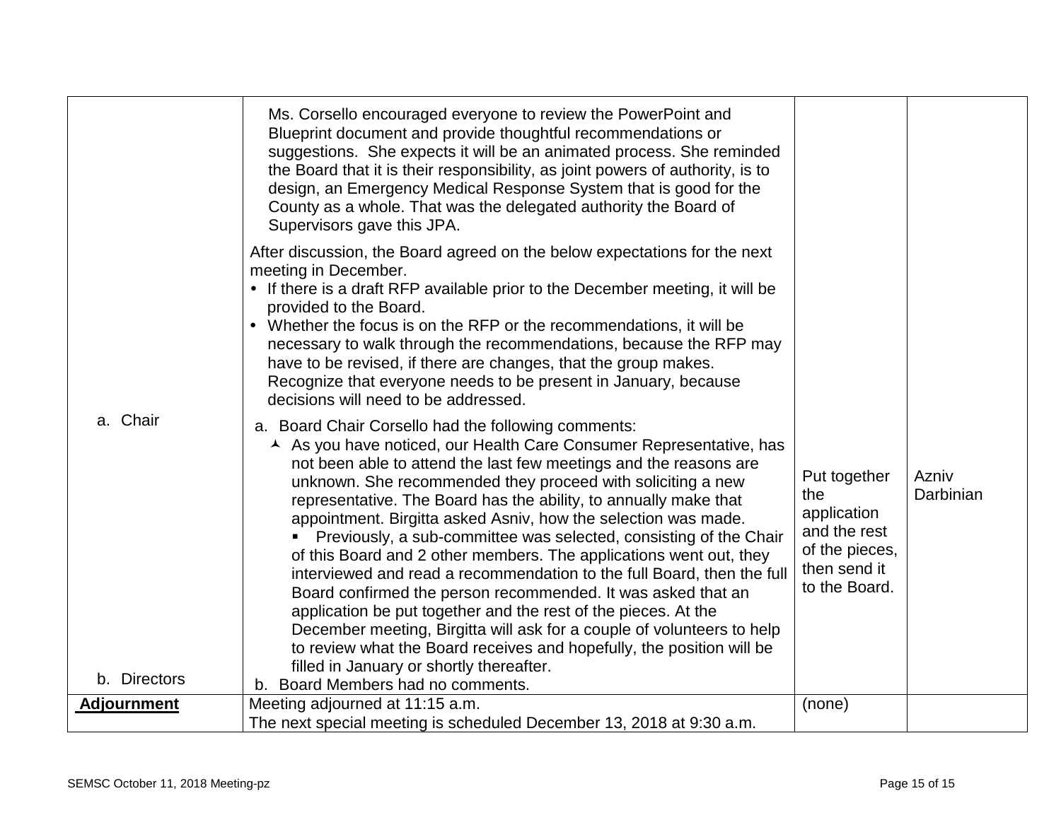| | | | |
|---|---|---|---|
| a. Chair<br><br>b. Directors | Ms. Corsello encouraged everyone to review the PowerPoint and Blueprint document and provide thoughtful recommendations or suggestions. She expects it will be an animated process. She reminded the Board that it is their responsibility, as joint powers of authority, is to design, an Emergency Medical Response System that is good for the County as a whole. That was the delegated authority the Board of Supervisors gave this JPA.<br><br>After discussion, the Board agreed on the below expectations for the next meeting in December.<br>• If there is a draft RFP available prior to the December meeting, it will be provided to the Board.<br>• Whether the focus is on the RFP or the recommendations, it will be necessary to walk through the recommendations, because the RFP may have to be revised, if there are changes, that the group makes. Recognize that everyone needs to be present in January, because decisions will need to be addressed.<br><br>a. Board Chair Corsello had the following comments:<br>⅄ As you have noticed, our Health Care Consumer Representative, has not been able to attend the last few meetings and the reasons are unknown. She recommended they proceed with soliciting a new representative. The Board has the ability, to annually make that appointment. Birgitta asked Asniv, how the selection was made.<br>▪ Previously, a sub-committee was selected, consisting of the Chair of this Board and 2 other members. The applications went out, they interviewed and read a recommendation to the full Board, then the full Board confirmed the person recommended. It was asked that an application be put together and the rest of the pieces. At the December meeting, Birgitta will ask for a couple of volunteers to help to review what the Board receives and hopefully, the position will be filled in January or shortly thereafter.<br>b. Board Members had no comments. | Put together the application and the rest of the pieces, then send it to the Board. | Azniv Darbinian |
| **Adjournment** | Meeting adjourned at 11:15 a.m.<br>The next special meeting is scheduled December 13, 2018 at 9:30 a.m. | (none) | |